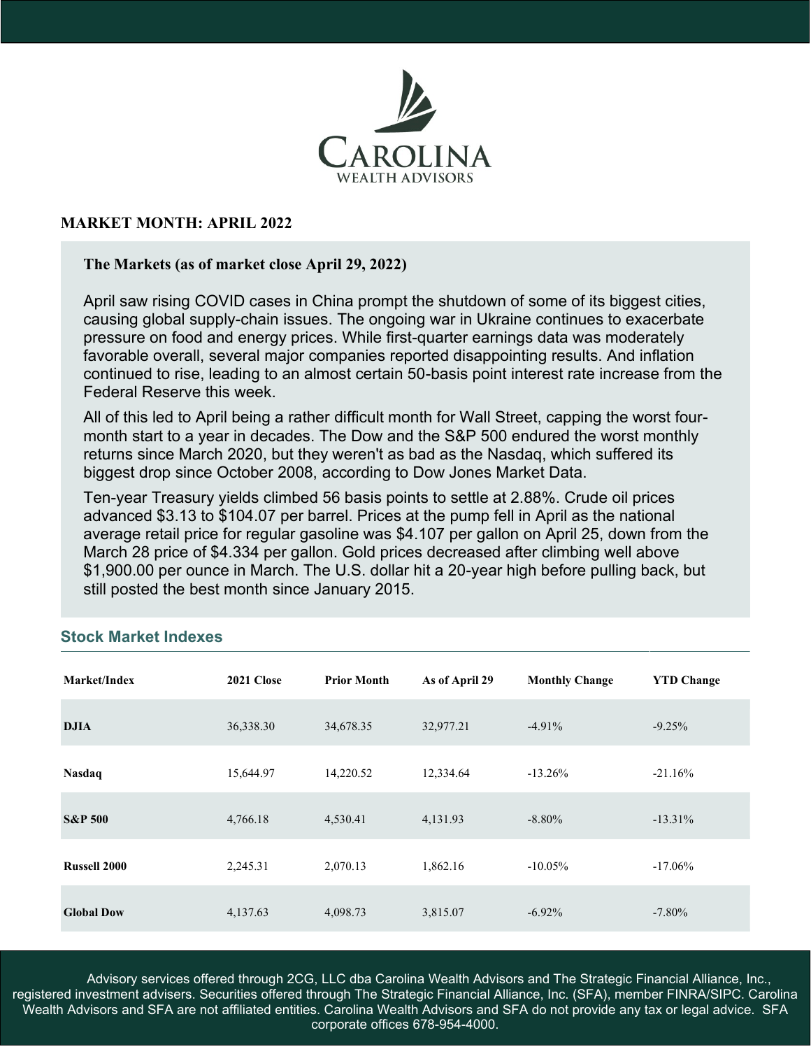# MARKET MONTH: APRIL 2022

## The Markets (as of market close April 29, 2022)

April saw rising COVID cases in China prompt the shutdown of some of its biggest cities, causing global supply-chain issues. The ongoing war in Ukraine continues to exacerbate pressure on food and energy prices. While first-quarter earnings data was moderately favorable overall, several major companies reported disappointing results. And inflation continued to rise, leading to an almost certain 50-basis point interest rate increase from the Federal Reserve this week.

All of this led to April being a rather difficult month for Wall Street, capping the worst four-month start to a year in decades. The Dow and the S&P 500 endured the worst monthly returns since March 2020, but they weren't as bad as the Nasdaq, which suffered its biggest drop since October 2008, according to Dow Jones Market Data.

Ten-year Treasury yields climbed 56 basis points to settle at 2.88%. Crude oil prices advanced $3.13 to $104.07 per barrel. Prices at the pump fell in April as the national average retail price for regular gasoline was $4.107 per gallon on April 25, down from the March 28 price of $4.334 per gallon. Gold prices decreased after climbing well above $1,900.00 per ounce in March. The U.S. dollar hit a 20-year high before pulling back, but still posted the best month since January 2015.

## Stock Market Indexes

| Market/Index | 2021 Close | Prior Month | As of April 29 | Monthly Change | YTD Change |
|---|---|---|---|---|---|
| DJIA | 36,338.30 | 34,678.35 | 32,977.21 | -4.91% | -9.25% |
| Nasdaq | 15,644.97 | 14,220.52 | 12,334.64 | -13.26% | -21.16% |
| S&P 500 | 4,766.18 | 4,530.41 | 4,131.93 | -8.80% | -13.31% |
| Russell 2000 | 2,245.31 | 2,070.13 | 1,862.16 | -10.05% | -17.06% |
| Global Dow | 4,137.63 | 4,098.73 | 3,815.07 | -6.92% | -7.80% |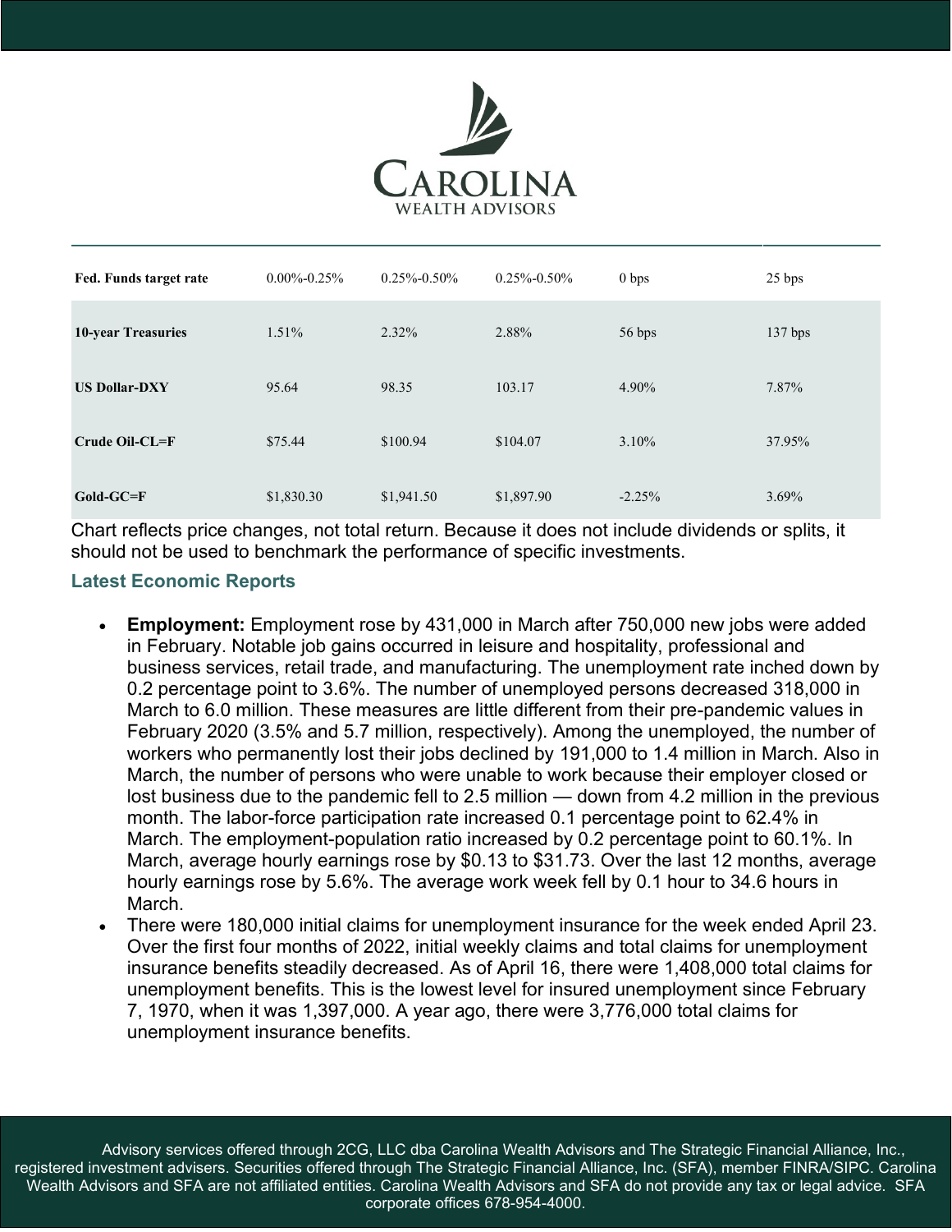| | | | | | |
|---|---|---|---|---|---|
| **Fed. Funds target rate** | 0.00%-0.25% | 0.25%-0.50% | 0.25%-0.50% | 0 bps | 25 bps |
| **10-year Treasuries** | 1.51% | 2.32% | 2.88% | 56 bps | 137 bps |
| **US Dollar-DXY** | 95.64 | 98.35 | 103.17 | 4.90% | 7.87% |
| **Crude Oil-CL=F** | $75.44 | $100.94 | $104.07 | 3.10% | 37.95% |
| **Gold-GC=F** | $1,830.30 | $1,941.50 | $1,897.90 | -2.25% | 3.69% |

Chart reflects price changes, not total return. Because it does not include dividends or splits, it should not be used to benchmark the performance of specific investments.

## Latest Economic Reports

- **Employment:** Employment rose by 431,000 in March after 750,000 new jobs were added in February. Notable job gains occurred in leisure and hospitality, professional and business services, retail trade, and manufacturing. The unemployment rate inched down by 0.2 percentage point to 3.6%. The number of unemployed persons decreased 318,000 in March to 6.0 million. These measures are little different from their pre-pandemic values in February 2020 (3.5% and 5.7 million, respectively). Among the unemployed, the number of workers who permanently lost their jobs declined by 191,000 to 1.4 million in March. Also in March, the number of persons who were unable to work because their employer closed or lost business due to the pandemic fell to 2.5 million — down from 4.2 million in the previous month. The labor-force participation rate increased 0.1 percentage point to 62.4% in March. The employment-population ratio increased by 0.2 percentage point to 60.1%. In March, average hourly earnings rose by $0.13 to $31.73. Over the last 12 months, average hourly earnings rose by 5.6%. The average work week fell by 0.1 hour to 34.6 hours in March.
- There were 180,000 initial claims for unemployment insurance for the week ended April 23. Over the first four months of 2022, initial weekly claims and total claims for unemployment insurance benefits steadily decreased. As of April 16, there were 1,408,000 total claims for unemployment benefits. This is the lowest level for insured unemployment since February 7, 1970, when it was 1,397,000. A year ago, there were 3,776,000 total claims for unemployment insurance benefits.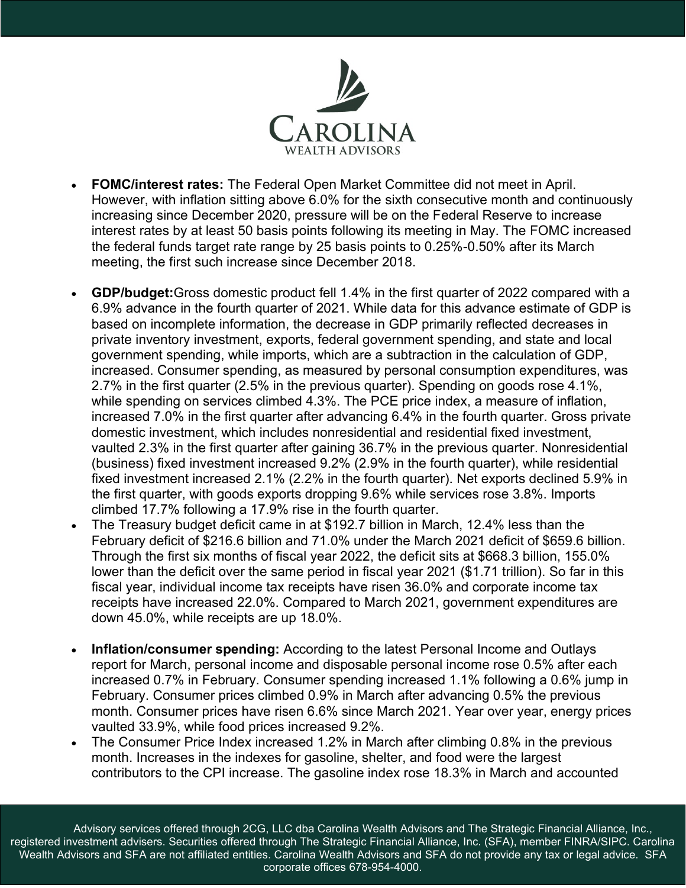- **FOMC/interest rates:** The Federal Open Market Committee did not meet in April. However, with inflation sitting above 6.0% for the sixth consecutive month and continuously increasing since December 2020, pressure will be on the Federal Reserve to increase interest rates by at least 50 basis points following its meeting in May. The FOMC increased the federal funds target rate range by 25 basis points to 0.25%-0.50% after its March meeting, the first such increase since December 2018.

- **GDP/budget:**Gross domestic product fell 1.4% in the first quarter of 2022 compared with a 6.9% advance in the fourth quarter of 2021. While data for this advance estimate of GDP is based on incomplete information, the decrease in GDP primarily reflected decreases in private inventory investment, exports, federal government spending, and state and local government spending, while imports, which are a subtraction in the calculation of GDP, increased. Consumer spending, as measured by personal consumption expenditures, was 2.7% in the first quarter (2.5% in the previous quarter). Spending on goods rose 4.1%, while spending on services climbed 4.3%. The PCE price index, a measure of inflation, increased 7.0% in the first quarter after advancing 6.4% in the fourth quarter. Gross private domestic investment, which includes nonresidential and residential fixed investment, vaulted 2.3% in the first quarter after gaining 36.7% in the previous quarter. Nonresidential (business) fixed investment increased 9.2% (2.9% in the fourth quarter), while residential fixed investment increased 2.1% (2.2% in the fourth quarter). Net exports declined 5.9% in the first quarter, with goods exports dropping 9.6% while services rose 3.8%. Imports climbed 17.7% following a 17.9% rise in the fourth quarter.
- The Treasury budget deficit came in at $192.7 billion in March, 12.4% less than the February deficit of $216.6 billion and 71.0% under the March 2021 deficit of $659.6 billion. Through the first six months of fiscal year 2022, the deficit sits at $668.3 billion, 155.0% lower than the deficit over the same period in fiscal year 2021 ($1.71 trillion). So far in this fiscal year, individual income tax receipts have risen 36.0% and corporate income tax receipts have increased 22.0%. Compared to March 2021, government expenditures are down 45.0%, while receipts are up 18.0%.

- **Inflation/consumer spending:** According to the latest Personal Income and Outlays report for March, personal income and disposable personal income rose 0.5% after each increased 0.7% in February. Consumer spending increased 1.1% following a 0.6% jump in February. Consumer prices climbed 0.9% in March after advancing 0.5% the previous month. Consumer prices have risen 6.6% since March 2021. Year over year, energy prices vaulted 33.9%, while food prices increased 9.2%.
- The Consumer Price Index increased 1.2% in March after climbing 0.8% in the previous month. Increases in the indexes for gasoline, shelter, and food were the largest contributors to the CPI increase. The gasoline index rose 18.3% in March and accounted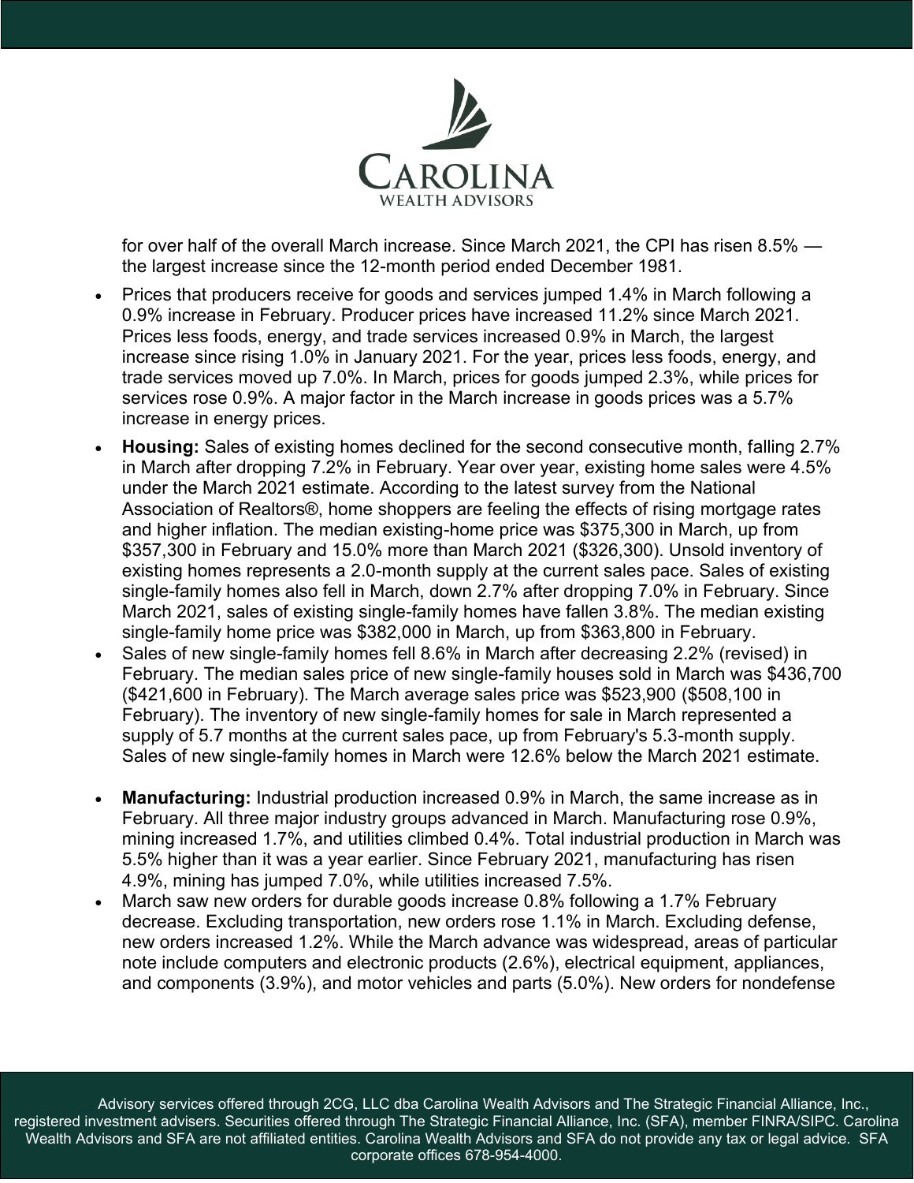for over half of the overall March increase. Since March 2021, the CPI has risen 8.5% — the largest increase since the 12-month period ended December 1981.

- Prices that producers receive for goods and services jumped 1.4% in March following a 0.9% increase in February. Producer prices have increased 11.2% since March 2021. Prices less foods, energy, and trade services increased 0.9% in March, the largest increase since rising 1.0% in January 2021. For the year, prices less foods, energy, and trade services moved up 7.0%. In March, prices for goods jumped 2.3%, while prices for services rose 0.9%. A major factor in the March increase in goods prices was a 5.7% increase in energy prices.
- **Housing:** Sales of existing homes declined for the second consecutive month, falling 2.7% in March after dropping 7.2% in February. Year over year, existing home sales were 4.5% under the March 2021 estimate. According to the latest survey from the National Association of Realtors®, home shoppers are feeling the effects of rising mortgage rates and higher inflation. The median existing-home price was $375,300 in March, up from $357,300 in February and 15.0% more than March 2021 ($326,300). Unsold inventory of existing homes represents a 2.0-month supply at the current sales pace. Sales of existing single-family homes also fell in March, down 2.7% after dropping 7.0% in February. Since March 2021, sales of existing single-family homes have fallen 3.8%. The median existing single-family home price was $382,000 in March, up from $363,800 in February.
- Sales of new single-family homes fell 8.6% in March after decreasing 2.2% (revised) in February. The median sales price of new single-family houses sold in March was $436,700 ($421,600 in February). The March average sales price was $523,900 ($508,100 in February). The inventory of new single-family homes for sale in March represented a supply of 5.7 months at the current sales pace, up from February's 5.3-month supply. Sales of new single-family homes in March were 12.6% below the March 2021 estimate.
- **Manufacturing:** Industrial production increased 0.9% in March, the same increase as in February. All three major industry groups advanced in March. Manufacturing rose 0.9%, mining increased 1.7%, and utilities climbed 0.4%. Total industrial production in March was 5.5% higher than it was a year earlier. Since February 2021, manufacturing has risen 4.9%, mining has jumped 7.0%, while utilities increased 7.5%.
- March saw new orders for durable goods increase 0.8% following a 1.7% February decrease. Excluding transportation, new orders rose 1.1% in March. Excluding defense, new orders increased 1.2%. While the March advance was widespread, areas of particular note include computers and electronic products (2.6%), electrical equipment, appliances, and components (3.9%), and motor vehicles and parts (5.0%). New orders for nondefense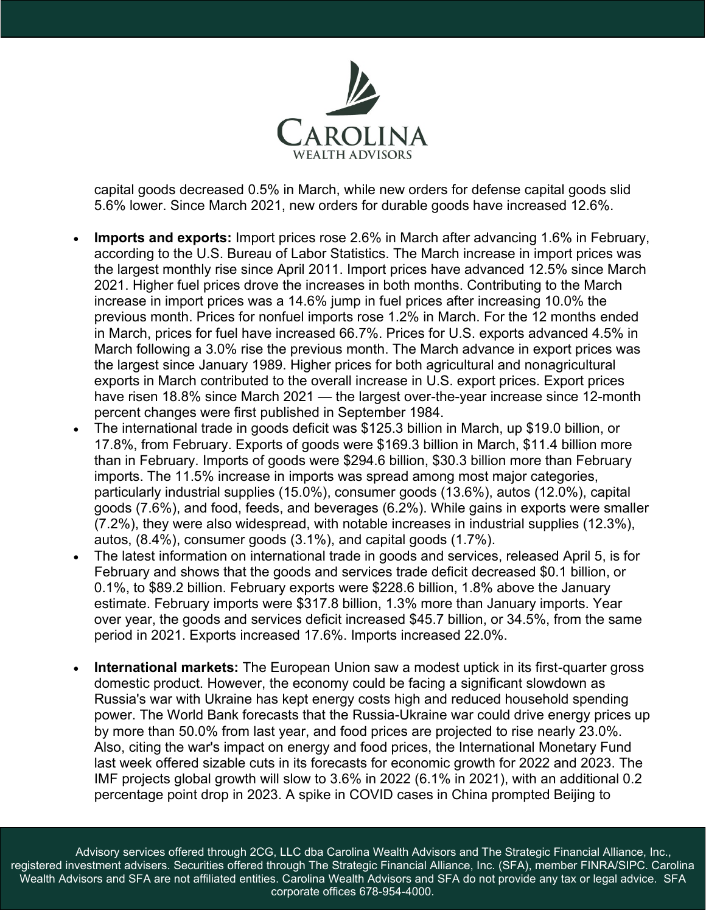capital goods decreased 0.5% in March, while new orders for defense capital goods slid 5.6% lower. Since March 2021, new orders for durable goods have increased 12.6%.

- **Imports and exports:** Import prices rose 2.6% in March after advancing 1.6% in February, according to the U.S. Bureau of Labor Statistics. The March increase in import prices was the largest monthly rise since April 2011. Import prices have advanced 12.5% since March 2021. Higher fuel prices drove the increases in both months. Contributing to the March increase in import prices was a 14.6% jump in fuel prices after increasing 10.0% the previous month. Prices for nonfuel imports rose 1.2% in March. For the 12 months ended in March, prices for fuel have increased 66.7%. Prices for U.S. exports advanced 4.5% in March following a 3.0% rise the previous month. The March advance in export prices was the largest since January 1989. Higher prices for both agricultural and nonagricultural exports in March contributed to the overall increase in U.S. export prices. Export prices have risen 18.8% since March 2021 — the largest over-the-year increase since 12-month percent changes were first published in September 1984.
- The international trade in goods deficit was $125.3 billion in March, up $19.0 billion, or 17.8%, from February. Exports of goods were $169.3 billion in March, $11.4 billion more than in February. Imports of goods were $294.6 billion, $30.3 billion more than February imports. The 11.5% increase in imports was spread among most major categories, particularly industrial supplies (15.0%), consumer goods (13.6%), autos (12.0%), capital goods (7.6%), and food, feeds, and beverages (6.2%). While gains in exports were smaller (7.2%), they were also widespread, with notable increases in industrial supplies (12.3%), autos, (8.4%), consumer goods (3.1%), and capital goods (1.7%).
- The latest information on international trade in goods and services, released April 5, is for February and shows that the goods and services trade deficit decreased $0.1 billion, or 0.1%, to $89.2 billion. February exports were $228.6 billion, 1.8% above the January estimate. February imports were $317.8 billion, 1.3% more than January imports. Year over year, the goods and services deficit increased $45.7 billion, or 34.5%, from the same period in 2021. Exports increased 17.6%. Imports increased 22.0%.

- **International markets:** The European Union saw a modest uptick in its first-quarter gross domestic product. However, the economy could be facing a significant slowdown as Russia's war with Ukraine has kept energy costs high and reduced household spending power. The World Bank forecasts that the Russia-Ukraine war could drive energy prices up by more than 50.0% from last year, and food prices are projected to rise nearly 23.0%. Also, citing the war's impact on energy and food prices, the International Monetary Fund last week offered sizable cuts in its forecasts for economic growth for 2022 and 2023. The IMF projects global growth will slow to 3.6% in 2022 (6.1% in 2021), with an additional 0.2 percentage point drop in 2023. A spike in COVID cases in China prompted Beijing to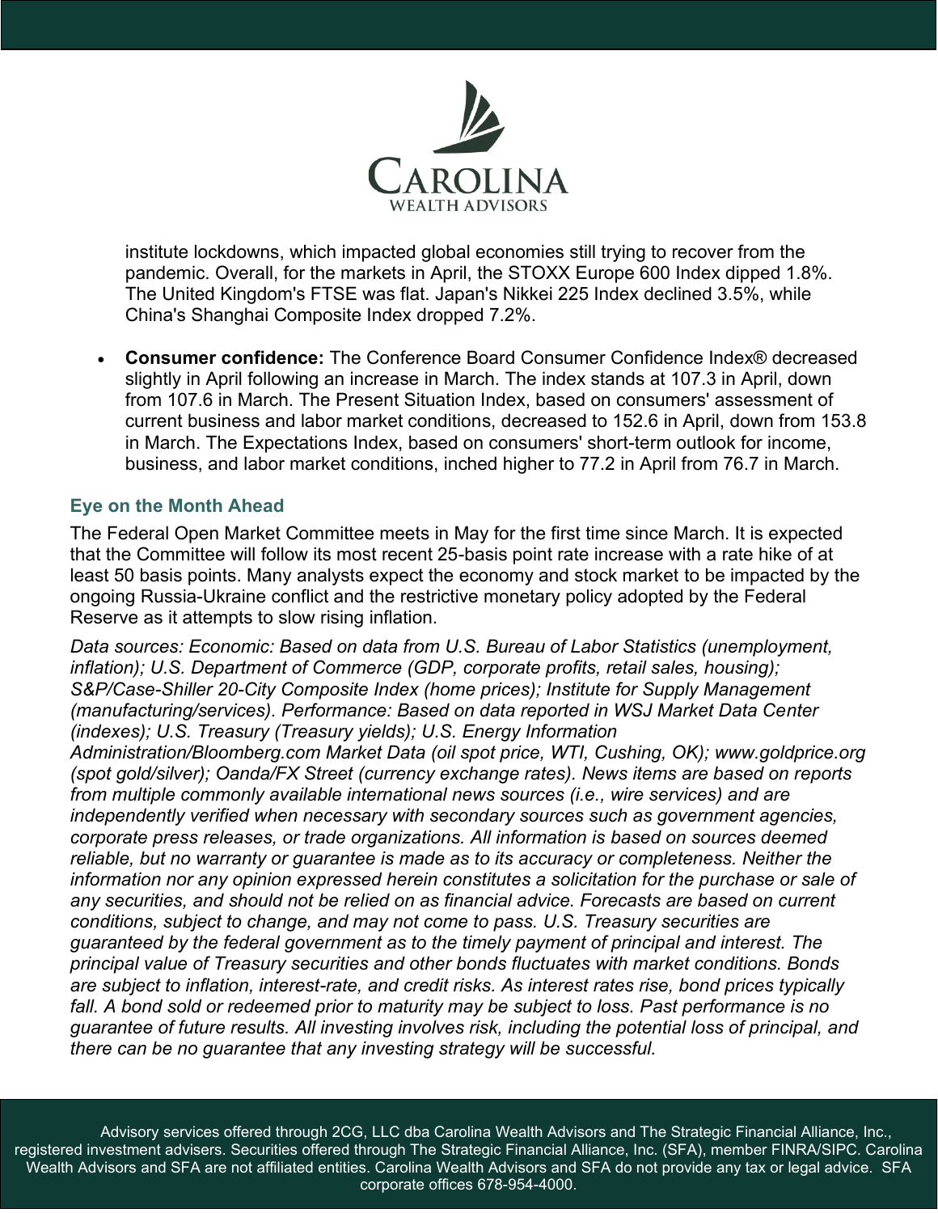institute lockdowns, which impacted global economies still trying to recover from the pandemic. Overall, for the markets in April, the STOXX Europe 600 Index dipped 1.8%. The United Kingdom's FTSE was flat. Japan's Nikkei 225 Index declined 3.5%, while China's Shanghai Composite Index dropped 7.2%.

- **Consumer confidence:** The Conference Board Consumer Confidence Index® decreased slightly in April following an increase in March. The index stands at 107.3 in April, down from 107.6 in March. The Present Situation Index, based on consumers' assessment of current business and labor market conditions, decreased to 152.6 in April, down from 153.8 in March. The Expectations Index, based on consumers' short-term outlook for income, business, and labor market conditions, inched higher to 77.2 in April from 76.7 in March.

### Eye on the Month Ahead

The Federal Open Market Committee meets in May for the first time since March. It is expected that the Committee will follow its most recent 25-basis point rate increase with a rate hike of at least 50 basis points. Many analysts expect the economy and stock market to be impacted by the ongoing Russia-Ukraine conflict and the restrictive monetary policy adopted by the Federal Reserve as it attempts to slow rising inflation.

*Data sources: Economic: Based on data from U.S. Bureau of Labor Statistics (unemployment, inflation); U.S. Department of Commerce (GDP, corporate profits, retail sales, housing); S&P/Case-Shiller 20-City Composite Index (home prices); Institute for Supply Management (manufacturing/services). Performance: Based on data reported in WSJ Market Data Center (indexes); U.S. Treasury (Treasury yields); U.S. Energy Information Administration/Bloomberg.com Market Data (oil spot price, WTI, Cushing, OK); www.goldprice.org (spot gold/silver); Oanda/FX Street (currency exchange rates). News items are based on reports from multiple commonly available international news sources (i.e., wire services) and are independently verified when necessary with secondary sources such as government agencies, corporate press releases, or trade organizations. All information is based on sources deemed reliable, but no warranty or guarantee is made as to its accuracy or completeness. Neither the information nor any opinion expressed herein constitutes a solicitation for the purchase or sale of any securities, and should not be relied on as financial advice. Forecasts are based on current conditions, subject to change, and may not come to pass. U.S. Treasury securities are guaranteed by the federal government as to the timely payment of principal and interest. The principal value of Treasury securities and other bonds fluctuates with market conditions. Bonds are subject to inflation, interest-rate, and credit risks. As interest rates rise, bond prices typically fall. A bond sold or redeemed prior to maturity may be subject to loss. Past performance is no guarantee of future results. All investing involves risk, including the potential loss of principal, and there can be no guarantee that any investing strategy will be successful.*

Advisory services offered through 2CG, LLC dba Carolina Wealth Advisors and The Strategic Financial Alliance, Inc., registered investment advisers. Securities offered through The Strategic Financial Alliance, Inc. (SFA), member FINRA/SIPC. Carolina Wealth Advisors and SFA are not affiliated entities. Carolina Wealth Advisors and SFA do not provide any tax or legal advice. SFA corporate offices 678-954-4000.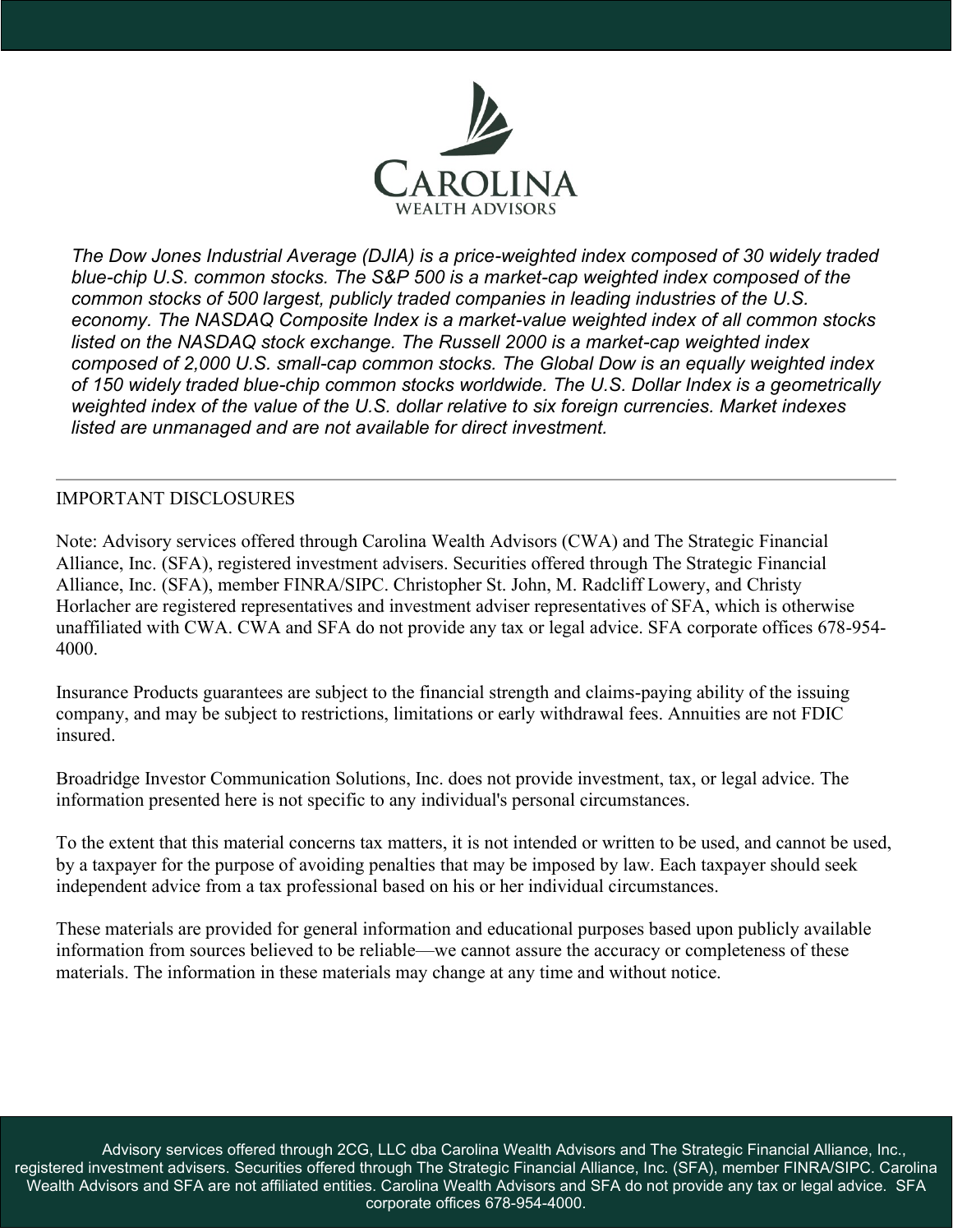CAROLINA
WEALTH ADVISORS

*The Dow Jones Industrial Average (DJIA) is a price-weighted index composed of 30 widely traded blue-chip U.S. common stocks. The S&P 500 is a market-cap weighted index composed of the common stocks of 500 largest, publicly traded companies in leading industries of the U.S. economy. The NASDAQ Composite Index is a market-value weighted index of all common stocks listed on the NASDAQ stock exchange. The Russell 2000 is a market-cap weighted index composed of 2,000 U.S. small-cap common stocks. The Global Dow is an equally weighted index of 150 widely traded blue-chip common stocks worldwide. The U.S. Dollar Index is a geometrically weighted index of the value of the U.S. dollar relative to six foreign currencies. Market indexes listed are unmanaged and are not available for direct investment.*

---

IMPORTANT DISCLOSURES

Note: Advisory services offered through Carolina Wealth Advisors (CWA) and The Strategic Financial Alliance, Inc. (SFA), registered investment advisers. Securities offered through The Strategic Financial Alliance, Inc. (SFA), member FINRA/SIPC. Christopher St. John, M. Radcliff Lowery, and Christy Horlacher are registered representatives and investment adviser representatives of SFA, which is otherwise unaffiliated with CWA. CWA and SFA do not provide any tax or legal advice. SFA corporate offices 678-954-4000.

Insurance Products guarantees are subject to the financial strength and claims-paying ability of the issuing company, and may be subject to restrictions, limitations or early withdrawal fees. Annuities are not FDIC insured.

Broadridge Investor Communication Solutions, Inc. does not provide investment, tax, or legal advice. The information presented here is not specific to any individual's personal circumstances.

To the extent that this material concerns tax matters, it is not intended or written to be used, and cannot be used, by a taxpayer for the purpose of avoiding penalties that may be imposed by law. Each taxpayer should seek independent advice from a tax professional based on his or her individual circumstances.

These materials are provided for general information and educational purposes based upon publicly available information from sources believed to be reliable—we cannot assure the accuracy or completeness of these materials. The information in these materials may change at any time and without notice.

Advisory services offered through 2CG, LLC dba Carolina Wealth Advisors and The Strategic Financial Alliance, Inc., registered investment advisers. Securities offered through The Strategic Financial Alliance, Inc. (SFA), member FINRA/SIPC. Carolina Wealth Advisors and SFA are not affiliated entities. Carolina Wealth Advisors and SFA do not provide any tax or legal advice. SFA corporate offices 678-954-4000.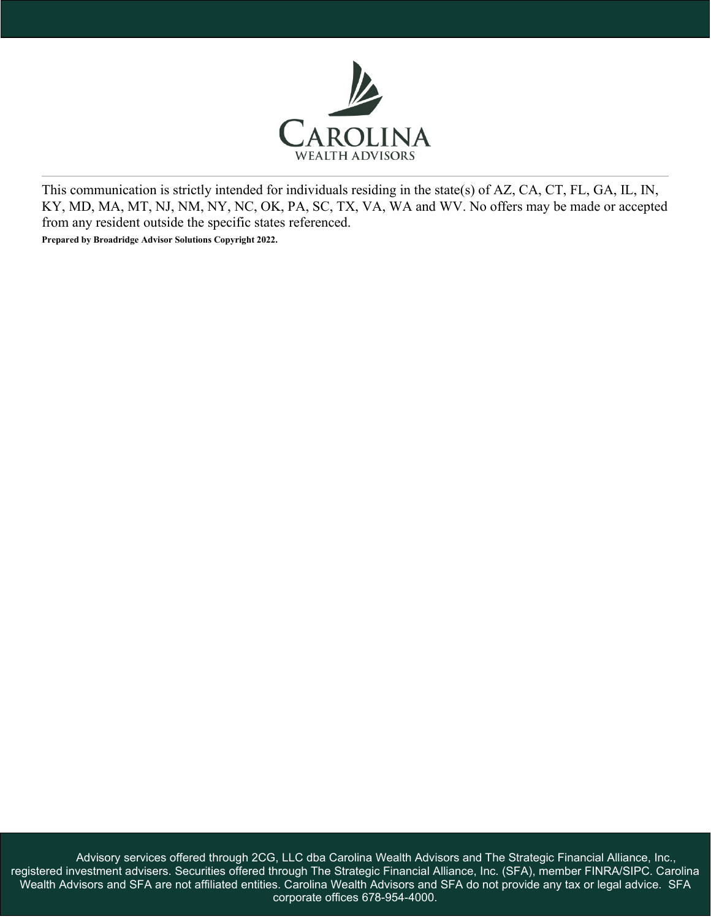CAROLINA
WEALTH ADVISORS

This communication is strictly intended for individuals residing in the state(s) of AZ, CA, CT, FL, GA, IL, IN, KY, MD, MA, MT, NJ, NM, NY, NC, OK, PA, SC, TX, VA, WA and WV. No offers may be made or accepted from any resident outside the specific states referenced.

**Prepared by Broadridge Advisor Solutions Copyright 2022.**

Advisory services offered through 2CG, LLC dba Carolina Wealth Advisors and The Strategic Financial Alliance, Inc., registered investment advisers. Securities offered through The Strategic Financial Alliance, Inc. (SFA), member FINRA/SIPC. Carolina Wealth Advisors and SFA are not affiliated entities. Carolina Wealth Advisors and SFA do not provide any tax or legal advice. SFA corporate offices 678-954-4000.